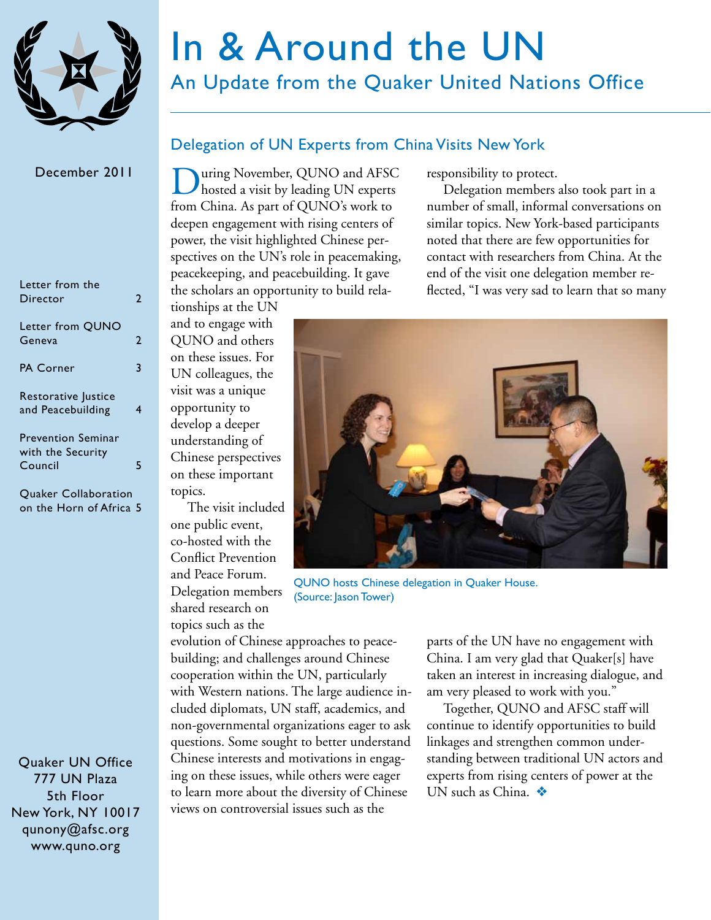# In & Around the UN

## An Update from the Quaker United Nations Office

December 2011

| | |
|---|---|
| Letter from the Director | 2 |
| Letter from QUNO Geneva | 2 |
| PA Corner | 3 |
| Restorative Justice and Peacebuilding | 4 |
| Prevention Seminar with the Security Council | 5 |
| Quaker Collaboration on the Horn of Africa | 5 |

Quaker UN Office
777 UN Plaza
5th Floor
New York, NY 10017
qunony@afsc.org
www.quno.org

### Delegation of UN Experts from China Visits New York

During November, QUNO and AFSC hosted a visit by leading UN experts from China. As part of QUNO's work to deepen engagement with rising centers of power, the visit highlighted Chinese perspectives on the UN's role in peacemaking, peacekeeping, and peacebuilding. It gave the scholars an opportunity to build relationships at the UN and to engage with QUNO and others on these issues. For UN colleagues, the visit was a unique opportunity to develop a deeper understanding of Chinese perspectives on these important topics.

The visit included one public event, co-hosted with the Conflict Prevention and Peace Forum. Delegation members shared research on topics such as the evolution of Chinese approaches to peacebuilding; and challenges around Chinese cooperation within the UN, particularly with Western nations. The large audience included diplomats, UN staff, academics, and non-governmental organizations eager to ask questions. Some sought to better understand Chinese interests and motivations in engaging on these issues, while others were eager to learn more about the diversity of Chinese views on controversial issues such as the responsibility to protect.

QUNO hosts Chinese delegation in Quaker House. (Source: Jason Tower)

Delegation members also took part in a number of small, informal conversations on similar topics. New York-based participants noted that there are few opportunities for contact with researchers from China. At the end of the visit one delegation member reflected, "I was very sad to learn that so many parts of the UN have no engagement with China. I am very glad that Quaker[s] have taken an interest in increasing dialogue, and am very pleased to work with you."

Together, QUNO and AFSC staff will continue to identify opportunities to build linkages and strengthen common understanding between traditional UN actors and experts from rising centers of power at the UN such as China. ❖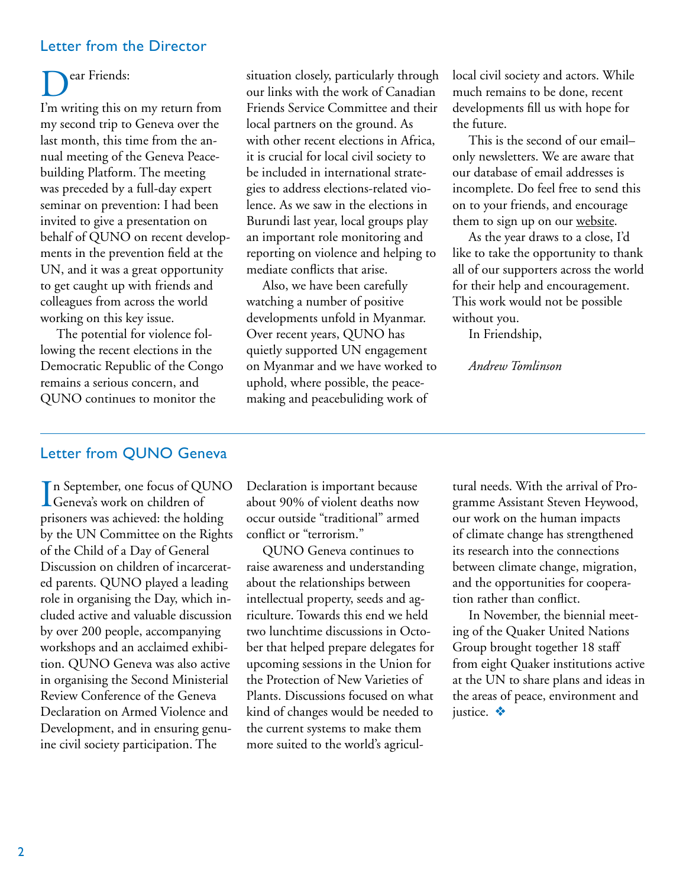## Letter from the Director

Dear Friends:

I'm writing this on my return from my second trip to Geneva over the last month, this time from the annual meeting of the Geneva Peacebuilding Platform. The meeting was preceded by a full-day expert seminar on prevention: I had been invited to give a presentation on behalf of QUNO on recent developments in the prevention field at the UN, and it was a great opportunity to get caught up with friends and colleagues from across the world working on this key issue.

The potential for violence following the recent elections in the Democratic Republic of the Congo remains a serious concern, and QUNO continues to monitor the situation closely, particularly through our links with the work of Canadian Friends Service Committee and their local partners on the ground. As with other recent elections in Africa, it is crucial for local civil society to be included in international strategies to address elections-related violence. As we saw in the elections in Burundi last year, local groups play an important role monitoring and reporting on violence and helping to mediate conflicts that arise.

Also, we have been carefully watching a number of positive developments unfold in Myanmar. Over recent years, QUNO has quietly supported UN engagement on Myanmar and we have worked to uphold, where possible, the peacemaking and peacebuliding work of local civil society and actors. While much remains to be done, recent developments fill us with hope for the future.

This is the second of our email–only newsletters. We are aware that our database of email addresses is incomplete. Do feel free to send this on to your friends, and encourage them to sign up on our website.

As the year draws to a close, I'd like to take the opportunity to thank all of our supporters across the world for their help and encouragement. This work would not be possible without you.

In Friendship,

*Andrew Tomlinson*

## Letter from QUNO Geneva

In September, one focus of QUNO Geneva's work on children of prisoners was achieved: the holding by the UN Committee on the Rights of the Child of a Day of General Discussion on children of incarcerated parents. QUNO played a leading role in organising the Day, which included active and valuable discussion by over 200 people, accompanying workshops and an acclaimed exhibition. QUNO Geneva was also active in organising the Second Ministerial Review Conference of the Geneva Declaration on Armed Violence and Development, and in ensuring genuine civil society participation. The Declaration is important because about 90% of violent deaths now occur outside "traditional" armed conflict or "terrorism."

QUNO Geneva continues to raise awareness and understanding about the relationships between intellectual property, seeds and agriculture. Towards this end we held two lunchtime discussions in October that helped prepare delegates for upcoming sessions in the Union for the Protection of New Varieties of Plants. Discussions focused on what kind of changes would be needed to the current systems to make them more suited to the world's agricultural needs. With the arrival of Programme Assistant Steven Heywood, our work on the human impacts of climate change has strengthened its research into the connections between climate change, migration, and the opportunities for cooperation rather than conflict.

In November, the biennial meeting of the Quaker United Nations Group brought together 18 staff from eight Quaker institutions active at the UN to share plans and ideas in the areas of peace, environment and justice. ❖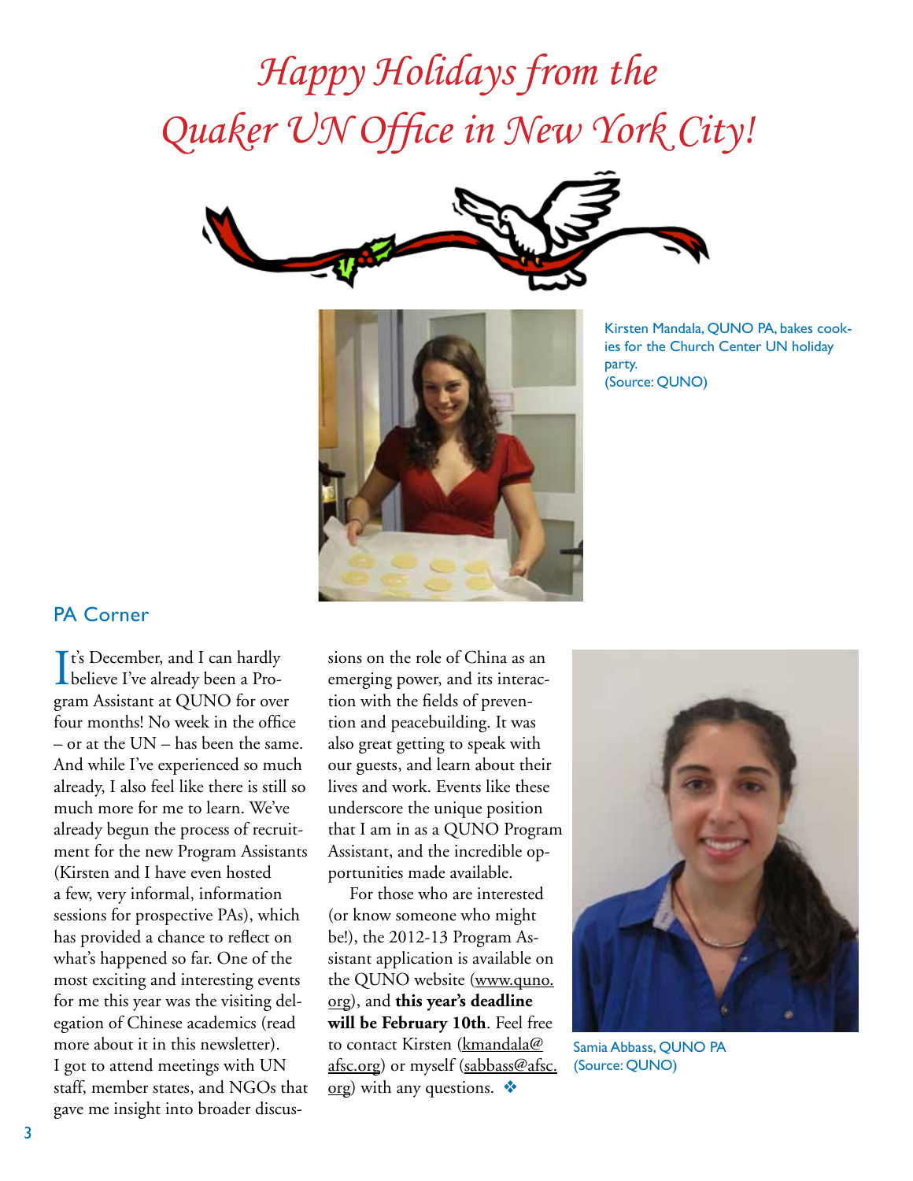# *Happy Holidays from the Quaker UN Office in New York City!*

Kirsten Mandala, QUNO PA, bakes cookies for the Church Center UN holiday party.
(Source: QUNO)

## PA Corner

It's December, and I can hardly believe I've already been a Program Assistant at QUNO for over four months! No week in the office – or at the UN – has been the same. And while I've experienced so much already, I also feel like there is still so much more for me to learn. We've already begun the process of recruitment for the new Program Assistants (Kirsten and I have even hosted a few, very informal, information sessions for prospective PAs), which has provided a chance to reflect on what's happened so far. One of the most exciting and interesting events for me this year was the visiting delegation of Chinese academics (read more about it in this newsletter). I got to attend meetings with UN staff, member states, and NGOs that gave me insight into broader discussions on the role of China as an emerging power, and its interaction with the fields of prevention and peacebuilding. It was also great getting to speak with our guests, and learn about their lives and work. Events like these underscore the unique position that I am in as a QUNO Program Assistant, and the incredible opportunities made available.

For those who are interested (or know someone who might be!), the 2012-13 Program Assistant application is available on the QUNO website (www.quno.org), and **this year's deadline will be February 10th**. Feel free to contact Kirsten (kmandala@afsc.org) or myself (sabbass@afsc.org) with any questions. ❖

Samia Abbass, QUNO PA
(Source: QUNO)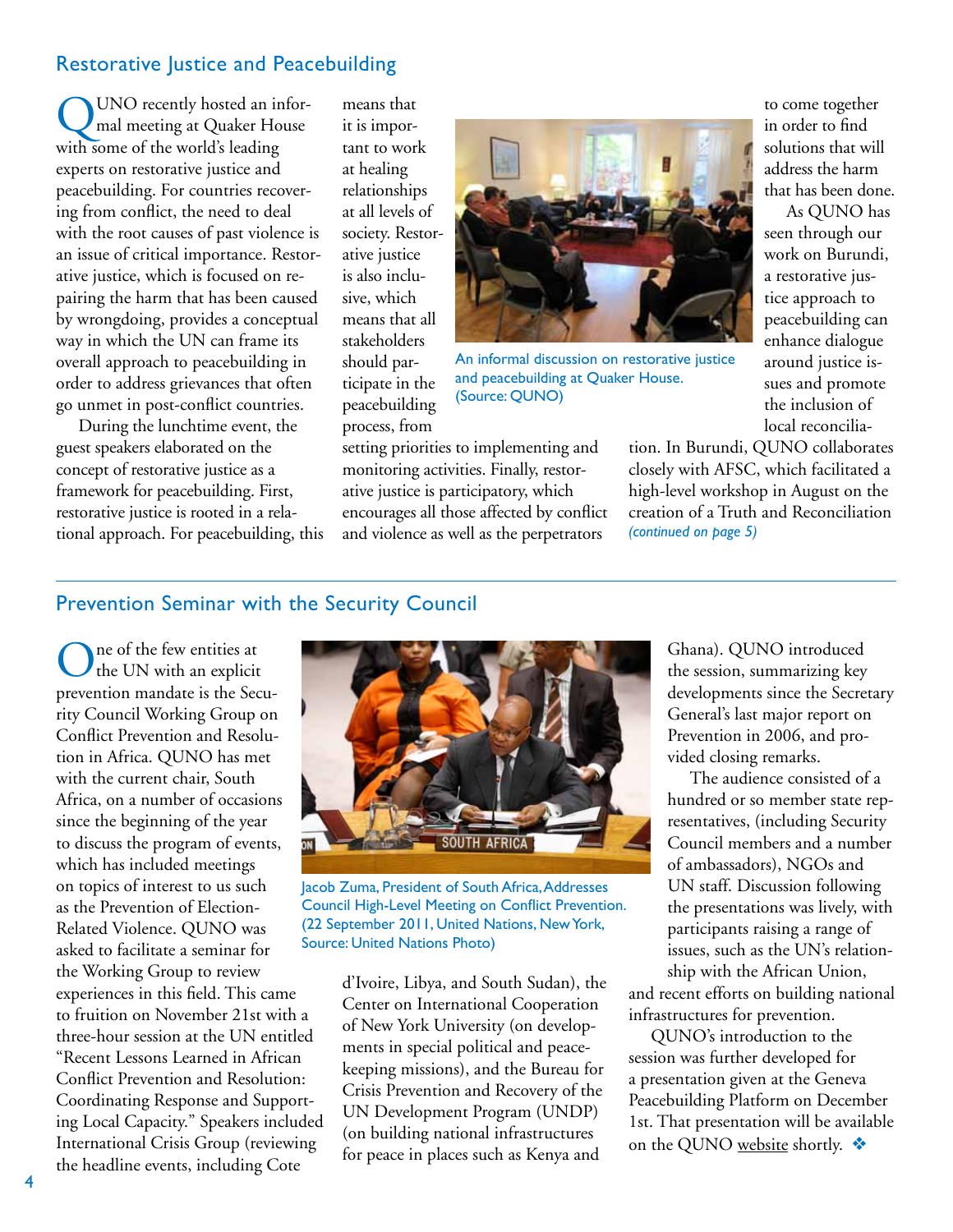## Restorative Justice and Peacebuilding

QUNO recently hosted an informal meeting at Quaker House with some of the world's leading experts on restorative justice and peacebuilding. For countries recovering from conflict, the need to deal with the root causes of past violence is an issue of critical importance. Restorative justice, which is focused on repairing the harm that has been caused by wrongdoing, provides a conceptual way in which the UN can frame its overall approach to peacebuilding in order to address grievances that often go unmet in post-conflict countries.

During the lunchtime event, the guest speakers elaborated on the concept of restorative justice as a framework for peacebuilding. First, restorative justice is rooted in a relational approach. For peacebuilding, this means that it is important to work at healing relationships at all levels of society. Restorative justice is also inclusive, which means that all stakeholders should participate in the peacebuilding process, from setting priorities to implementing and monitoring activities. Finally, restorative justice is participatory, which encourages all those affected by conflict and violence as well as the perpetrators to come together in order to find solutions that will address the harm that has been done.

An informal discussion on restorative justice and peacebuilding at Quaker House. (Source: QUNO)

As QUNO has seen through our work on Burundi, a restorative justice approach to peacebuilding can enhance dialogue around justice issues and promote the inclusion of local reconciliation. In Burundi, QUNO collaborates closely with AFSC, which facilitated a high-level workshop in August on the creation of a Truth and Reconciliation *(continued on page 5)*

## Prevention Seminar with the Security Council

One of the few entities at the UN with an explicit prevention mandate is the Security Council Working Group on Conflict Prevention and Resolution in Africa. QUNO has met with the current chair, South Africa, on a number of occasions since the beginning of the year to discuss the program of events, which has included meetings on topics of interest to us such as the Prevention of Election-Related Violence. QUNO was asked to facilitate a seminar for the Working Group to review experiences in this field. This came to fruition on November 21st with a three-hour session at the UN entitled "Recent Lessons Learned in African Conflict Prevention and Resolution: Coordinating Response and Supporting Local Capacity." Speakers included International Crisis Group (reviewing the headline events, including Cote d'Ivoire, Libya, and South Sudan), the Center on International Cooperation of New York University (on developments in special political and peacekeeping missions), and the Bureau for Crisis Prevention and Recovery of the UN Development Program (UNDP) (on building national infrastructures for peace in places such as Kenya and Ghana). QUNO introduced the session, summarizing key developments since the Secretary General's last major report on Prevention in 2006, and provided closing remarks.

Jacob Zuma, President of South Africa, Addresses Council High-Level Meeting on Conflict Prevention. (22 September 2011, United Nations, New York, Source: United Nations Photo)

The audience consisted of a hundred or so member state representatives, (including Security Council members and a number of ambassadors), NGOs and UN staff. Discussion following the presentations was lively, with participants raising a range of issues, such as the UN's relationship with the African Union, and recent efforts on building national infrastructures for prevention.

QUNO's introduction to the session was further developed for a presentation given at the Geneva Peacebuilding Platform on December 1st. That presentation will be available on the QUNO website shortly. ❖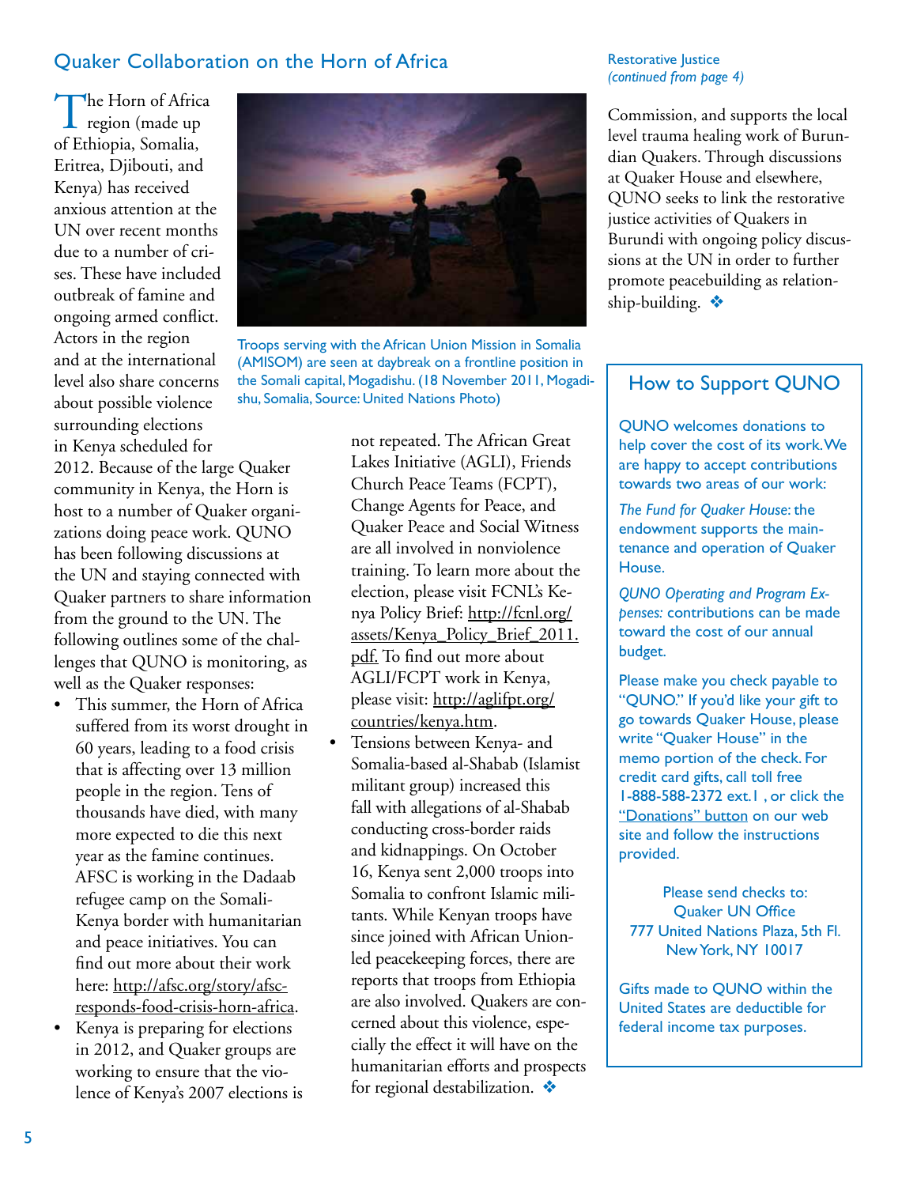## Quaker Collaboration on the Horn of Africa

The Horn of Africa region (made up of Ethiopia, Somalia, Eritrea, Djibouti, and Kenya) has received anxious attention at the UN over recent months due to a number of crises. These have included outbreak of famine and ongoing armed conflict. Actors in the region and at the international level also share concerns about possible violence surrounding elections in Kenya scheduled for 2012. Because of the large Quaker community in Kenya, the Horn is host to a number of Quaker organizations doing peace work. QUNO has been following discussions at the UN and staying connected with Quaker partners to share information from the ground to the UN. The following outlines some of the challenges that QUNO is monitoring, as well as the Quaker responses:

Troops serving with the African Union Mission in Somalia (AMISOM) are seen at daybreak on a frontline position in the Somali capital, Mogadishu. (18 November 2011, Mogadishu, Somalia, Source: United Nations Photo)

- This summer, the Horn of Africa suffered from its worst drought in 60 years, leading to a food crisis that is affecting over 13 million people in the region. Tens of thousands have died, with many more expected to die this next year as the famine continues. AFSC is working in the Dadaab refugee camp on the Somali-Kenya border with humanitarian and peace initiatives. You can find out more about their work here: http://afsc.org/story/afsc-responds-food-crisis-horn-africa.
- Kenya is preparing for elections in 2012, and Quaker groups are working to ensure that the violence of Kenya's 2007 elections is not repeated. The African Great Lakes Initiative (AGLI), Friends Church Peace Teams (FCPT), Change Agents for Peace, and Quaker Peace and Social Witness are all involved in nonviolence training. To learn more about the election, please visit FCNL's Kenya Policy Brief: http://fcnl.org/assets/Kenya_Policy_Brief_2011.pdf. To find out more about AGLI/FCPT work in Kenya, please visit: http://aglifpt.org/countries/kenya.htm.
- Tensions between Kenya- and Somalia-based al-Shabab (Islamist militant group) increased this fall with allegations of al-Shabab conducting cross-border raids and kidnappings. On October 16, Kenya sent 2,000 troops into Somalia to confront Islamic militants. While Kenyan troops have since joined with African Union-led peacekeeping forces, there are reports that troops from Ethiopia are also involved. Quakers are concerned about this violence, especially the effect it will have on the humanitarian efforts and prospects for regional destabilization. ❖

Restorative Justice
*(continued from page 4)*

Commission, and supports the local level trauma healing work of Burundian Quakers. Through discussions at Quaker House and elsewhere, QUNO seeks to link the restorative justice activities of Quakers in Burundi with ongoing policy discussions at the UN in order to further promote peacebuilding as relationship-building. ❖

## How to Support QUNO

QUNO welcomes donations to help cover the cost of its work. We are happy to accept contributions towards two areas of our work:

*The Fund for Quaker House*: the endowment supports the maintenance and operation of Quaker House.

*QUNO Operating and Program Expenses:* contributions can be made toward the cost of our annual budget.

Please make you check payable to "QUNO." If you'd like your gift to go towards Quaker House, please write "Quaker House" in the memo portion of the check. For credit card gifts, call toll free 1-888-588-2372 ext.1 , or click the "Donations" button on our web site and follow the instructions provided.

Please send checks to:
Quaker UN Office
777 United Nations Plaza, 5th Fl.
New York, NY 10017

Gifts made to QUNO within the United States are deductible for federal income tax purposes.